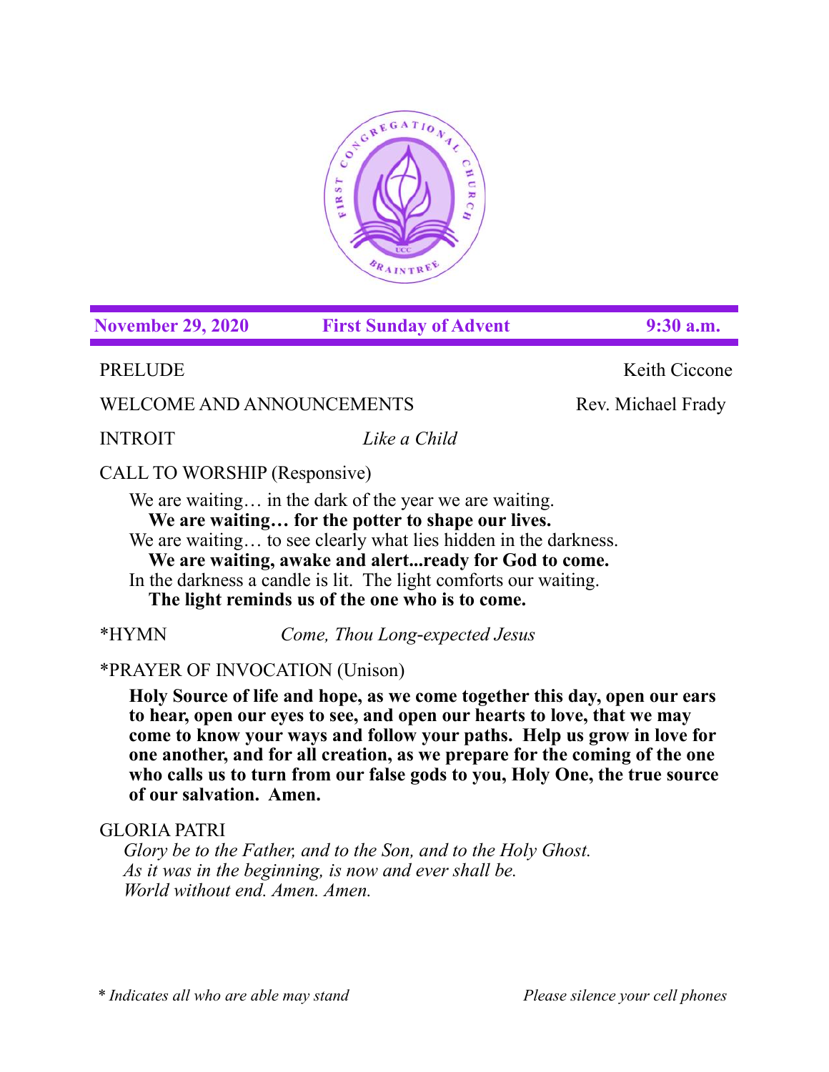**November 29, 2020 — First Sunday of Advent — 9:30 a.m.**

PRELUDE — Keith Ciccone

WELCOME AND ANNOUNCEMENTS — Rev. Michael Frady

INTROIT — *Like a Child*

CALL TO WORSHIP (Responsive)

We are waiting… in the dark of the year we are waiting.
**We are waiting… for the potter to shape our lives.**
We are waiting… to see clearly what lies hidden in the darkness.
**We are waiting, awake and alert...ready for God to come.**
In the darkness a candle is lit. The light comforts our waiting.
**The light reminds us of the one who is to come.**

*HYMN — *Come, Thou Long-expected Jesus*

*PRAYER OF INVOCATION (Unison)

**Holy Source of life and hope, as we come together this day, open our ears to hear, open our eyes to see, and open our hearts to love, that we may come to know your ways and follow your paths. Help us grow in love for one another, and for all creation, as we prepare for the coming of the one who calls us to turn from our false gods to you, Holy One, the true source of our salvation. Amen.**

GLORIA PATRI

*Glory be to the Father, and to the Son, and to the Holy Ghost.*
*As it was in the beginning, is now and ever shall be.*
*World without end. Amen. Amen.*

*\* Indicates all who are able may stand* — *Please silence your cell phones*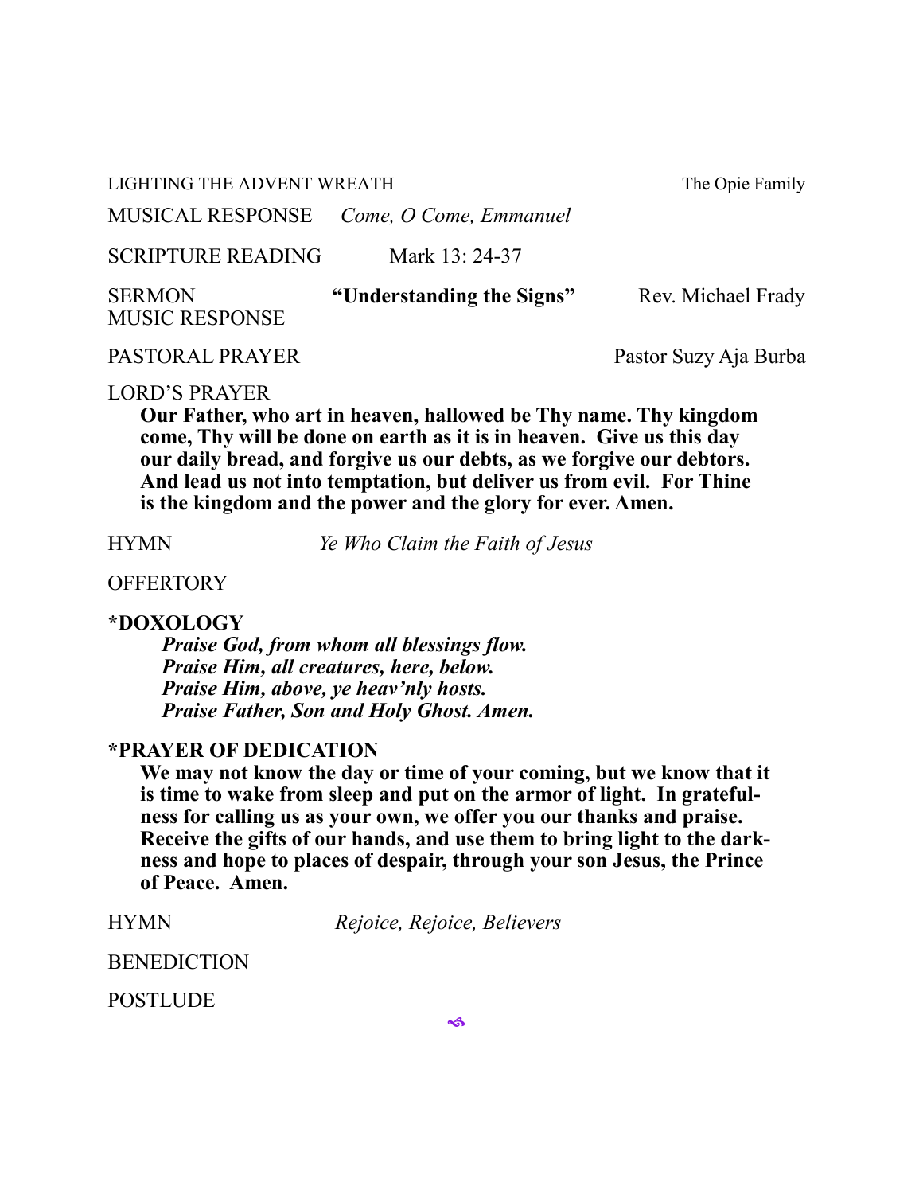LIGHTING THE ADVENT WREATH The Opie Family

MUSICAL RESPONSE *Come, O Come, Emmanuel*

SCRIPTURE READING Mark 13: 24-37

SERMON **"Understanding the Signs"** Rev. Michael Frady

MUSIC RESPONSE

PASTORAL PRAYER Pastor Suzy Aja Burba

LORD'S PRAYER

**Our Father, who art in heaven, hallowed be Thy name. Thy kingdom come, Thy will be done on earth as it is in heaven. Give us this day our daily bread, and forgive us our debts, as we forgive our debtors. And lead us not into temptation, but deliver us from evil. For Thine is the kingdom and the power and the glory for ever. Amen.**

HYMN *Ye Who Claim the Faith of Jesus*

OFFERTORY

**\*DOXOLOGY**

***Praise God, from whom all blessings flow.***
***Praise Him, all creatures, here, below.***
***Praise Him, above, ye heav'nly hosts.***
***Praise Father, Son and Holy Ghost. Amen.***

**\*PRAYER OF DEDICATION**

**We may not know the day or time of your coming, but we know that it is time to wake from sleep and put on the armor of light. In gratefulness for calling us as your own, we offer you our thanks and praise. Receive the gifts of our hands, and use them to bring light to the darkness and hope to places of despair, through your son Jesus, the Prince of Peace. Amen.**

HYMN *Rejoice, Rejoice, Believers*

BENEDICTION

POSTLUDE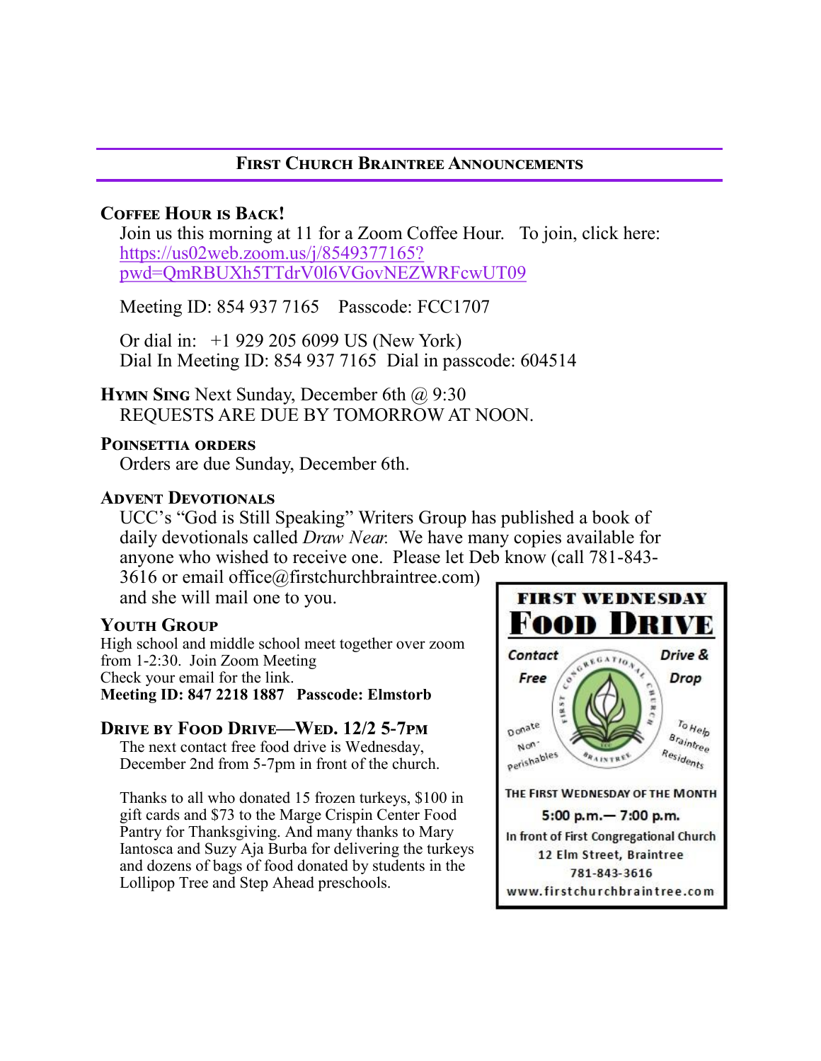## First Church Braintree Announcements

### Coffee Hour is Back!

Join us this morning at 11 for a Zoom Coffee Hour. To join, click here: https://us02web.zoom.us/j/8549377165?pwd=QmRBUXh5TTdrV0l6VGovNEZWRFcwUT09

Meeting ID: 854 937 7165 Passcode: FCC1707

Or dial in: +1 929 205 6099 US (New York)
Dial In Meeting ID: 854 937 7165 Dial in passcode: 604514

### Hymn Sing Next Sunday, December 6th @ 9:30

REQUESTS ARE DUE BY TOMORROW AT NOON.

### Poinsettia orders

Orders are due Sunday, December 6th.

### Advent Devotionals

UCC's "God is Still Speaking" Writers Group has published a book of daily devotionals called *Draw Near.* We have many copies available for anyone who wished to receive one. Please let Deb know (call 781-843-3616 or email office@firstchurchbraintree.com) and she will mail one to you.

### Youth Group

High school and middle school meet together over zoom from 1-2:30. Join Zoom Meeting
Check your email for the link.
**Meeting ID: 847 2218 1887 Passcode: Elmstorb**

### Drive by Food Drive—Wed. 12/2 5-7pm

The next contact free food drive is Wednesday, December 2nd from 5-7pm in front of the church.

Thanks to all who donated 15 frozen turkeys, $100 in gift cards and $73 to the Marge Crispin Center Food Pantry for Thanksgiving. And many thanks to Mary Iantosca and Suzy Aja Burba for delivering the turkeys and dozens of bags of food donated by students in the Lollipop Tree and Step Ahead preschools.

**FIRST WEDNESDAY**
**FOOD DRIVE**

Contact Free — Drive & Drop

Donate Non-Perishables — To Help Braintree Residents

FIRST CONGREGATIONAL CHURCH BRAINTREE UCC

THE FIRST WEDNESDAY OF THE MONTH
**5:00 p.m.— 7:00 p.m.**
In front of First Congregational Church
12 Elm Street, Braintree
781-843-3616
www.firstchurchbraintree.com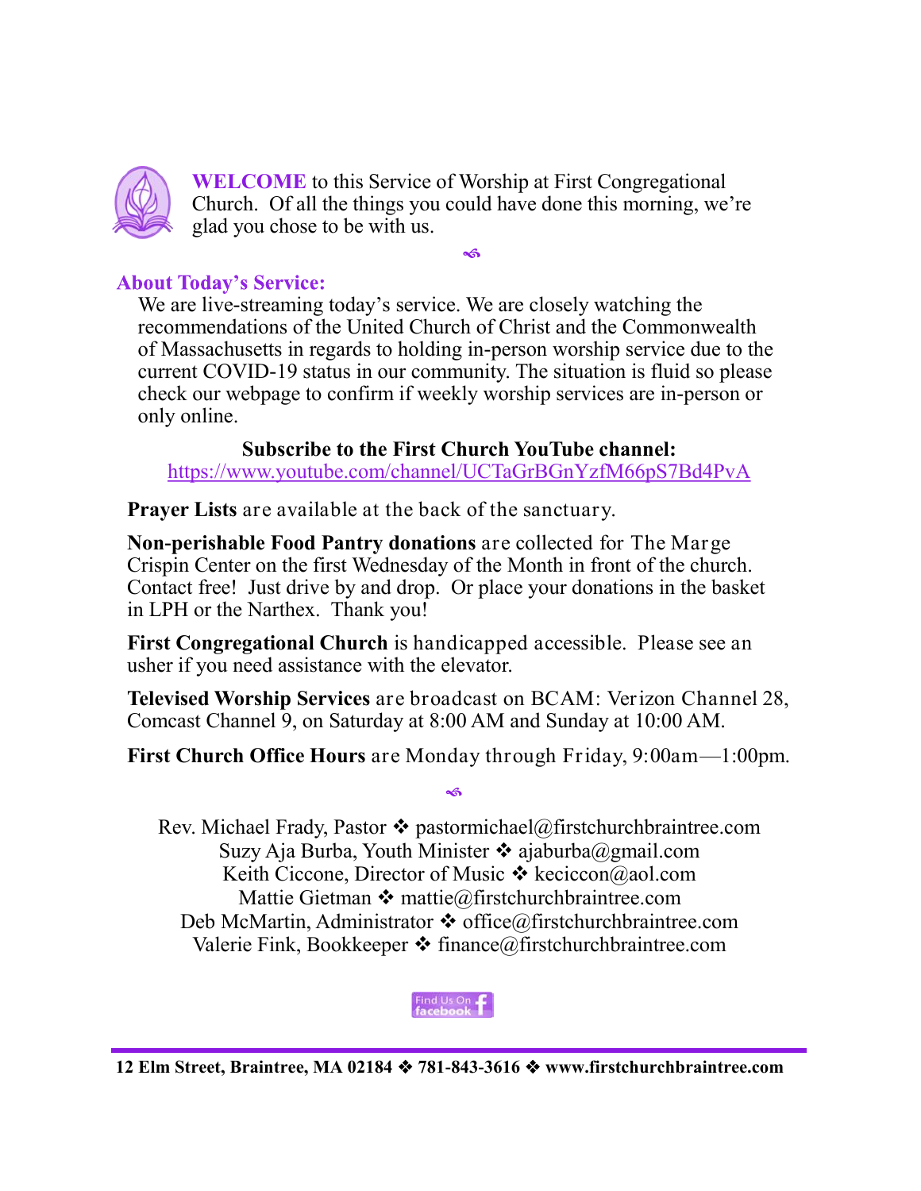**WELCOME** to this Service of Worship at First Congregational Church. Of all the things you could have done this morning, we're glad you chose to be with us.

## About Today's Service:

We are live-streaming today's service. We are closely watching the recommendations of the United Church of Christ and the Commonwealth of Massachusetts in regards to holding in-person worship service due to the current COVID-19 status in our community. The situation is fluid so please check our webpage to confirm if weekly worship services are in-person or only online.

**Subscribe to the First Church YouTube channel:**
https://www.youtube.com/channel/UCTaGrBGnYzfM66pS7Bd4PvA

**Prayer Lists** are available at the back of the sanctuary.

**Non-perishable Food Pantry donations** are collected for The Marge Crispin Center on the first Wednesday of the Month in front of the church. Contact free! Just drive by and drop. Or place your donations in the basket in LPH or the Narthex. Thank you!

**First Congregational Church** is handicapped accessible. Please see an usher if you need assistance with the elevator.

**Televised Worship Services** are broadcast on BCAM: Verizon Channel 28, Comcast Channel 9, on Saturday at 8:00 AM and Sunday at 10:00 AM.

**First Church Office Hours** are Monday through Friday, 9:00am—1:00pm.

Rev. Michael Frady, Pastor ❖ pastormichael@firstchurchbraintree.com
Suzy Aja Burba, Youth Minister ❖ ajaburba@gmail.com
Keith Ciccone, Director of Music ❖ keciccon@aol.com
Mattie Gietman ❖ mattie@firstchurchbraintree.com
Deb McMartin, Administrator ❖ office@firstchurchbraintree.com
Valerie Fink, Bookkeeper ❖ finance@firstchurchbraintree.com

Find Us On facebook

**12 Elm Street, Braintree, MA 02184 ❖ 781-843-3616 ❖ www.firstchurchbraintree.com**